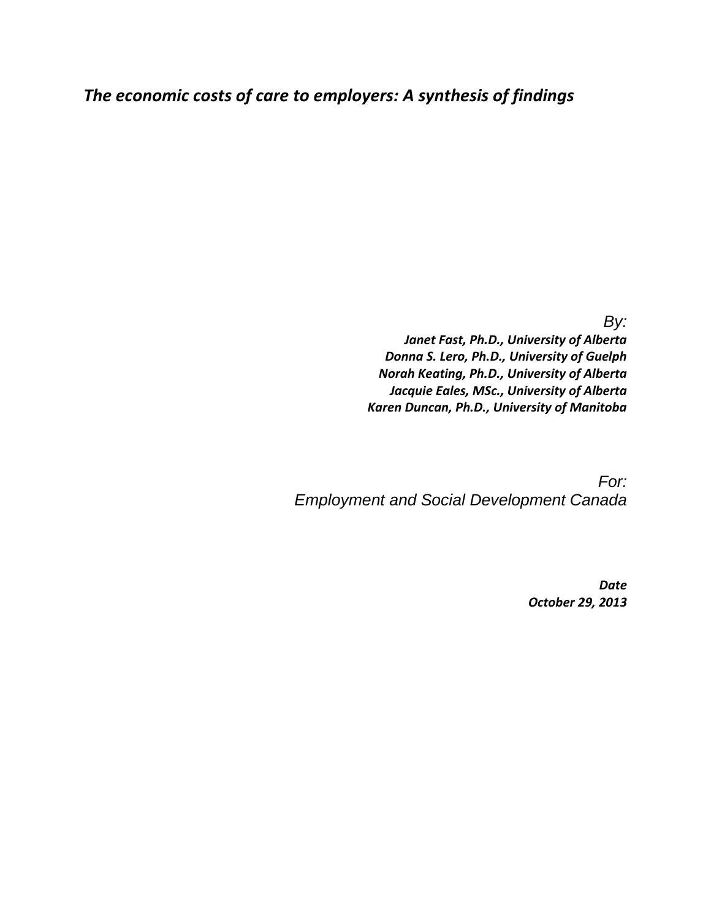# *The economic costs of care to employers: A synthesis of findings*

*By:*

***Janet Fast, Ph.D., University of Alberta***
***Donna S. Lero, Ph.D., University of Guelph***
***Norah Keating, Ph.D., University of Alberta***
***Jacquie Eales, MSc., University of Alberta***
***Karen Duncan, Ph.D., University of Manitoba***

*For:*
*Employment and Social Development Canada*

***Date***
***October 29, 2013***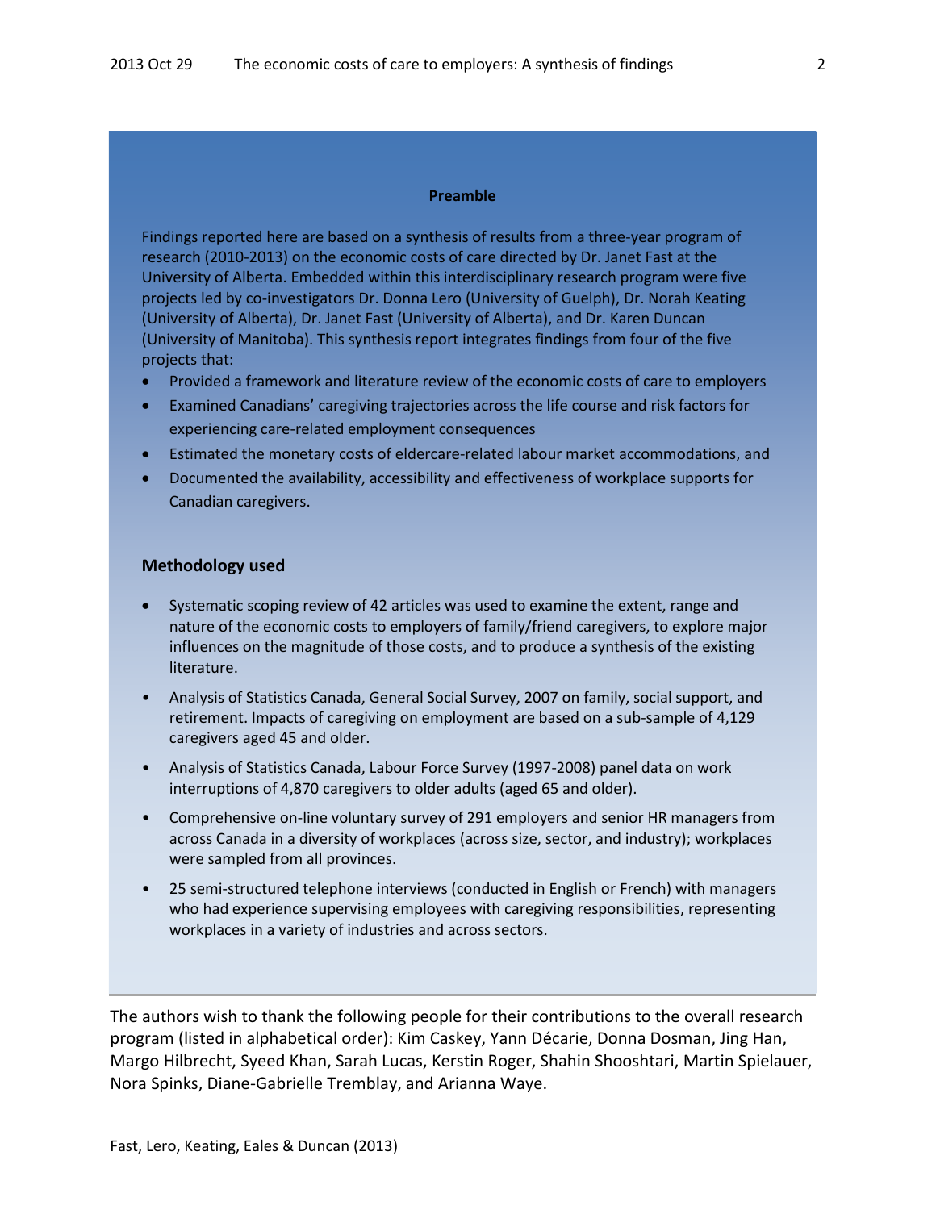## Preamble

Findings reported here are based on a synthesis of results from a three-year program of research (2010-2013) on the economic costs of care directed by Dr. Janet Fast at the University of Alberta. Embedded within this interdisciplinary research program were five projects led by co-investigators Dr. Donna Lero (University of Guelph), Dr. Norah Keating (University of Alberta), Dr. Janet Fast (University of Alberta), and Dr. Karen Duncan (University of Manitoba). This synthesis report integrates findings from four of the five projects that:

- Provided a framework and literature review of the economic costs of care to employers
- Examined Canadians' caregiving trajectories across the life course and risk factors for experiencing care-related employment consequences
- Estimated the monetary costs of eldercare-related labour market accommodations, and
- Documented the availability, accessibility and effectiveness of workplace supports for Canadian caregivers.

### Methodology used

- Systematic scoping review of 42 articles was used to examine the extent, range and nature of the economic costs to employers of family/friend caregivers, to explore major influences on the magnitude of those costs, and to produce a synthesis of the existing literature.
- Analysis of Statistics Canada, General Social Survey, 2007 on family, social support, and retirement. Impacts of caregiving on employment are based on a sub-sample of 4,129 caregivers aged 45 and older.
- Analysis of Statistics Canada, Labour Force Survey (1997-2008) panel data on work interruptions of 4,870 caregivers to older adults (aged 65 and older).
- Comprehensive on-line voluntary survey of 291 employers and senior HR managers from across Canada in a diversity of workplaces (across size, sector, and industry); workplaces were sampled from all provinces.
- 25 semi-structured telephone interviews (conducted in English or French) with managers who had experience supervising employees with caregiving responsibilities, representing workplaces in a variety of industries and across sectors.

The authors wish to thank the following people for their contributions to the overall research program (listed in alphabetical order): Kim Caskey, Yann Décarie, Donna Dosman, Jing Han, Margo Hilbrecht, Syeed Khan, Sarah Lucas, Kerstin Roger, Shahin Shooshtari, Martin Spielauer, Nora Spinks, Diane-Gabrielle Tremblay, and Arianna Waye.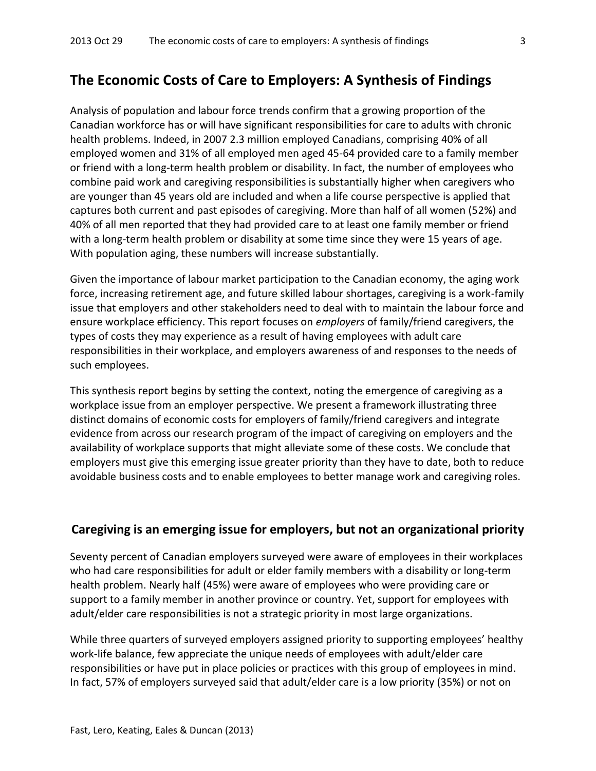## The Economic Costs of Care to Employers: A Synthesis of Findings

Analysis of population and labour force trends confirm that a growing proportion of the Canadian workforce has or will have significant responsibilities for care to adults with chronic health problems. Indeed, in 2007 2.3 million employed Canadians, comprising 40% of all employed women and 31% of all employed men aged 45-64 provided care to a family member or friend with a long-term health problem or disability. In fact, the number of employees who combine paid work and caregiving responsibilities is substantially higher when caregivers who are younger than 45 years old are included and when a life course perspective is applied that captures both current and past episodes of caregiving. More than half of all women (52%) and 40% of all men reported that they had provided care to at least one family member or friend with a long-term health problem or disability at some time since they were 15 years of age. With population aging, these numbers will increase substantially.

Given the importance of labour market participation to the Canadian economy, the aging work force, increasing retirement age, and future skilled labour shortages, caregiving is a work-family issue that employers and other stakeholders need to deal with to maintain the labour force and ensure workplace efficiency. This report focuses on *employers* of family/friend caregivers, the types of costs they may experience as a result of having employees with adult care responsibilities in their workplace, and employers awareness of and responses to the needs of such employees.

This synthesis report begins by setting the context, noting the emergence of caregiving as a workplace issue from an employer perspective. We present a framework illustrating three distinct domains of economic costs for employers of family/friend caregivers and integrate evidence from across our research program of the impact of caregiving on employers and the availability of workplace supports that might alleviate some of these costs. We conclude that employers must give this emerging issue greater priority than they have to date, both to reduce avoidable business costs and to enable employees to better manage work and caregiving roles.

### Caregiving is an emerging issue for employers, but not an organizational priority

Seventy percent of Canadian employers surveyed were aware of employees in their workplaces who had care responsibilities for adult or elder family members with a disability or long-term health problem. Nearly half (45%) were aware of employees who were providing care or support to a family member in another province or country. Yet, support for employees with adult/elder care responsibilities is not a strategic priority in most large organizations.

While three quarters of surveyed employers assigned priority to supporting employees' healthy work-life balance, few appreciate the unique needs of employees with adult/elder care responsibilities or have put in place policies or practices with this group of employees in mind. In fact, 57% of employers surveyed said that adult/elder care is a low priority (35%) or not on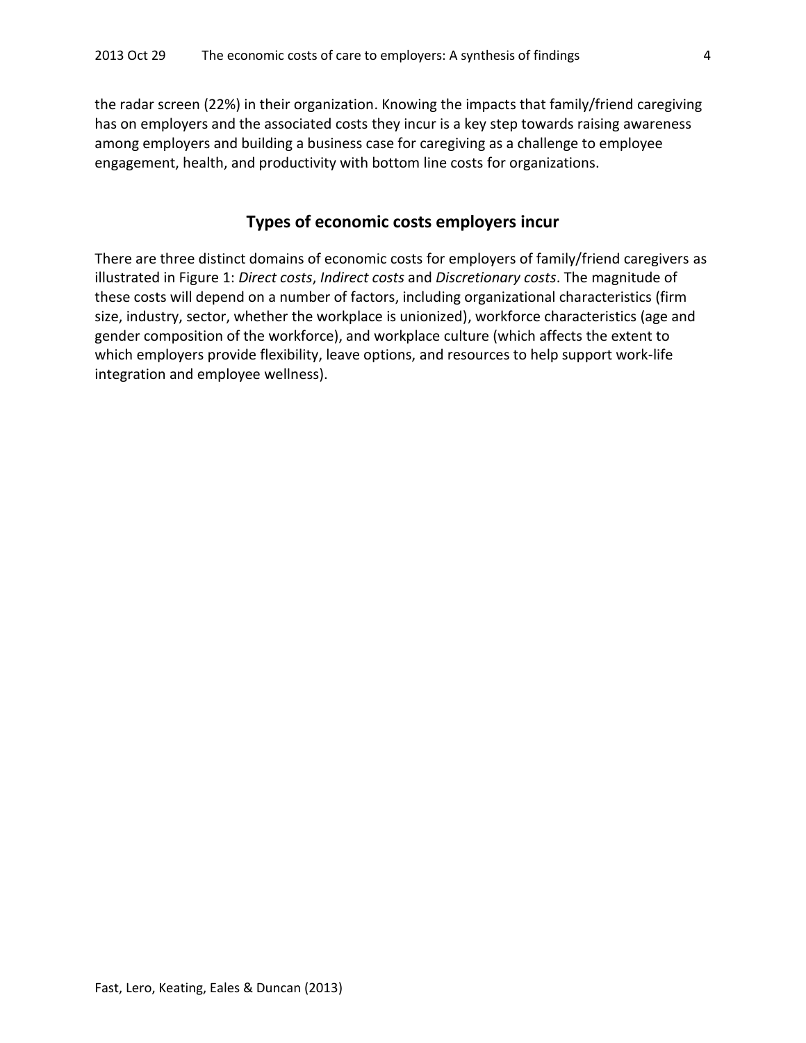the radar screen (22%) in their organization. Knowing the impacts that family/friend caregiving has on employers and the associated costs they incur is a key step towards raising awareness among employers and building a business case for caregiving as a challenge to employee engagement, health, and productivity with bottom line costs for organizations.

## Types of economic costs employers incur

There are three distinct domains of economic costs for employers of family/friend caregivers as illustrated in Figure 1: *Direct costs*, *Indirect costs* and *Discretionary costs*. The magnitude of these costs will depend on a number of factors, including organizational characteristics (firm size, industry, sector, whether the workplace is unionized), workforce characteristics (age and gender composition of the workforce), and workplace culture (which affects the extent to which employers provide flexibility, leave options, and resources to help support work-life integration and employee wellness).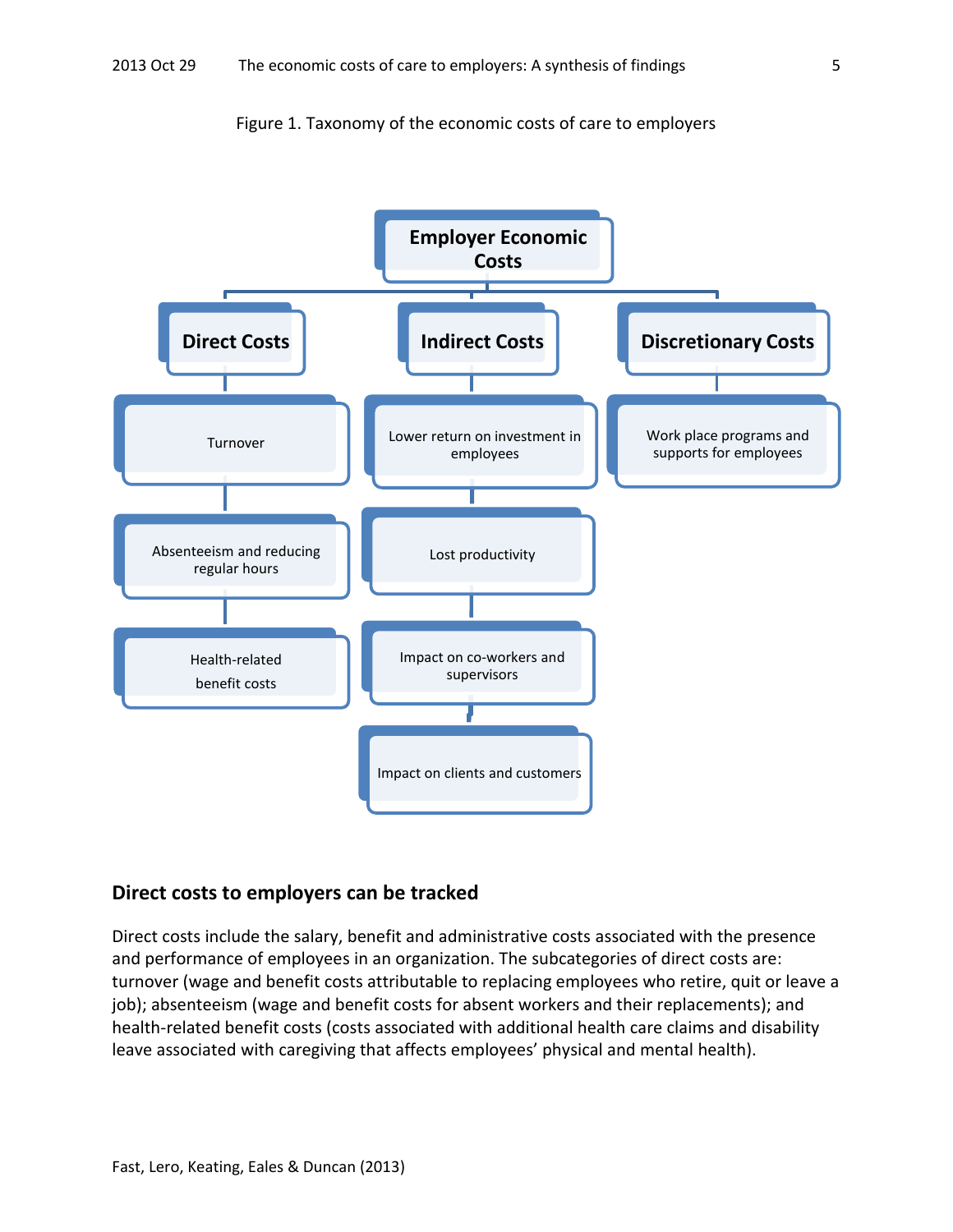Figure 1. Taxonomy of the economic costs of care to employers

- **Employer Economic Costs**
  - **Direct Costs**
    - Turnover
    - Absenteeism and reducing regular hours
    - Health-related benefit costs
  - **Indirect Costs**
    - Lower return on investment in employees
    - Lost productivity
    - Impact on co-workers and supervisors
    - Impact on clients and customers
  - **Discretionary Costs**
    - Work place programs and supports for employees

## Direct costs to employers can be tracked

Direct costs include the salary, benefit and administrative costs associated with the presence and performance of employees in an organization. The subcategories of direct costs are: turnover (wage and benefit costs attributable to replacing employees who retire, quit or leave a job); absenteeism (wage and benefit costs for absent workers and their replacements); and health-related benefit costs (costs associated with additional health care claims and disability leave associated with caregiving that affects employees' physical and mental health).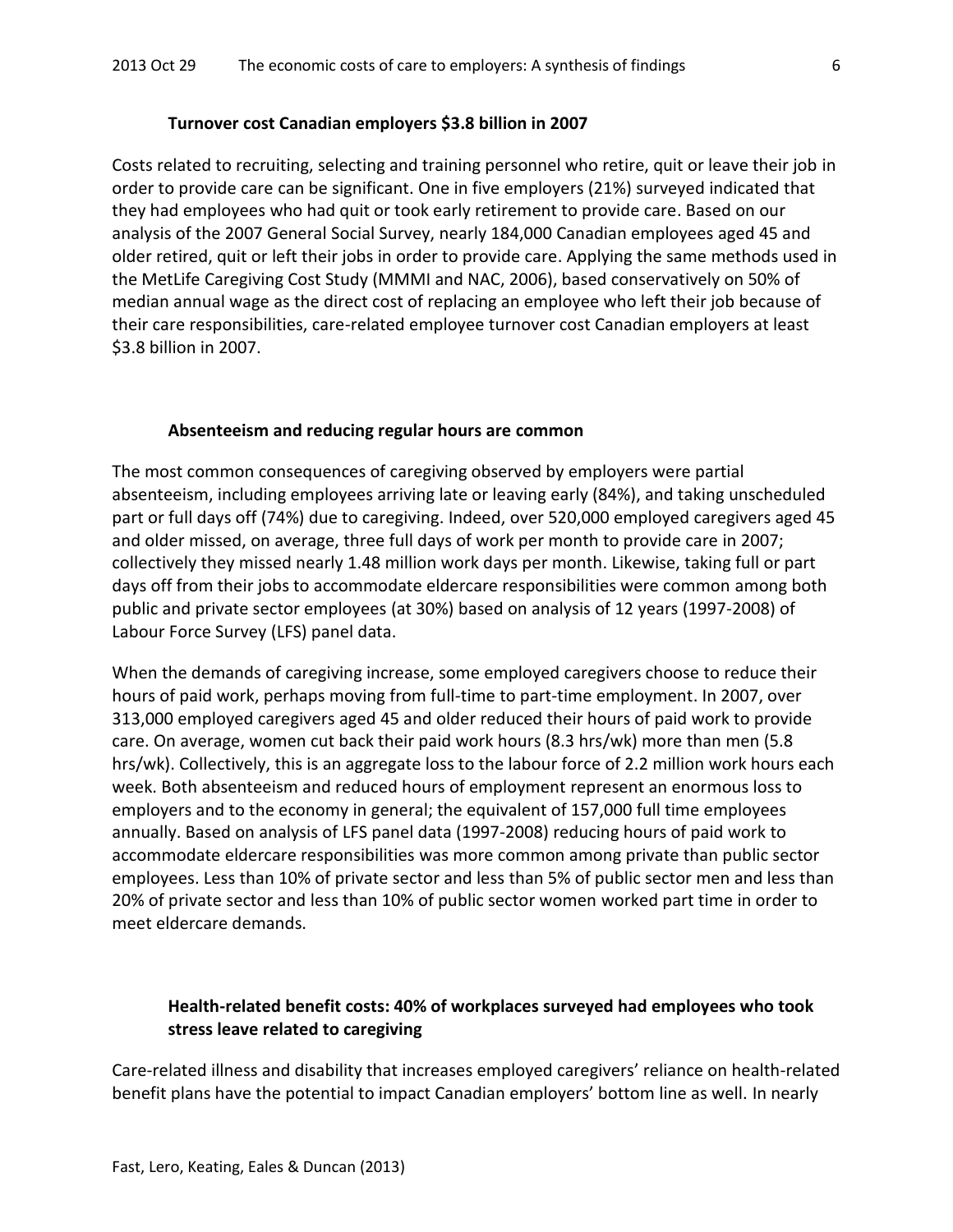### Turnover cost Canadian employers $3.8 billion in 2007

Costs related to recruiting, selecting and training personnel who retire, quit or leave their job in order to provide care can be significant. One in five employers (21%) surveyed indicated that they had employees who had quit or took early retirement to provide care. Based on our analysis of the 2007 General Social Survey, nearly 184,000 Canadian employees aged 45 and older retired, quit or left their jobs in order to provide care. Applying the same methods used in the MetLife Caregiving Cost Study (MMMI and NAC, 2006), based conservatively on 50% of median annual wage as the direct cost of replacing an employee who left their job because of their care responsibilities, care-related employee turnover cost Canadian employers at least $3.8 billion in 2007.

### Absenteeism and reducing regular hours are common

The most common consequences of caregiving observed by employers were partial absenteeism, including employees arriving late or leaving early (84%), and taking unscheduled part or full days off (74%) due to caregiving. Indeed, over 520,000 employed caregivers aged 45 and older missed, on average, three full days of work per month to provide care in 2007; collectively they missed nearly 1.48 million work days per month. Likewise, taking full or part days off from their jobs to accommodate eldercare responsibilities were common among both public and private sector employees (at 30%) based on analysis of 12 years (1997-2008) of Labour Force Survey (LFS) panel data.

When the demands of caregiving increase, some employed caregivers choose to reduce their hours of paid work, perhaps moving from full-time to part-time employment. In 2007, over 313,000 employed caregivers aged 45 and older reduced their hours of paid work to provide care. On average, women cut back their paid work hours (8.3 hrs/wk) more than men (5.8 hrs/wk). Collectively, this is an aggregate loss to the labour force of 2.2 million work hours each week. Both absenteeism and reduced hours of employment represent an enormous loss to employers and to the economy in general; the equivalent of 157,000 full time employees annually. Based on analysis of LFS panel data (1997-2008) reducing hours of paid work to accommodate eldercare responsibilities was more common among private than public sector employees. Less than 10% of private sector and less than 5% of public sector men and less than 20% of private sector and less than 10% of public sector women worked part time in order to meet eldercare demands.

### Health-related benefit costs: 40% of workplaces surveyed had employees who took stress leave related to caregiving

Care-related illness and disability that increases employed caregivers' reliance on health-related benefit plans have the potential to impact Canadian employers' bottom line as well. In nearly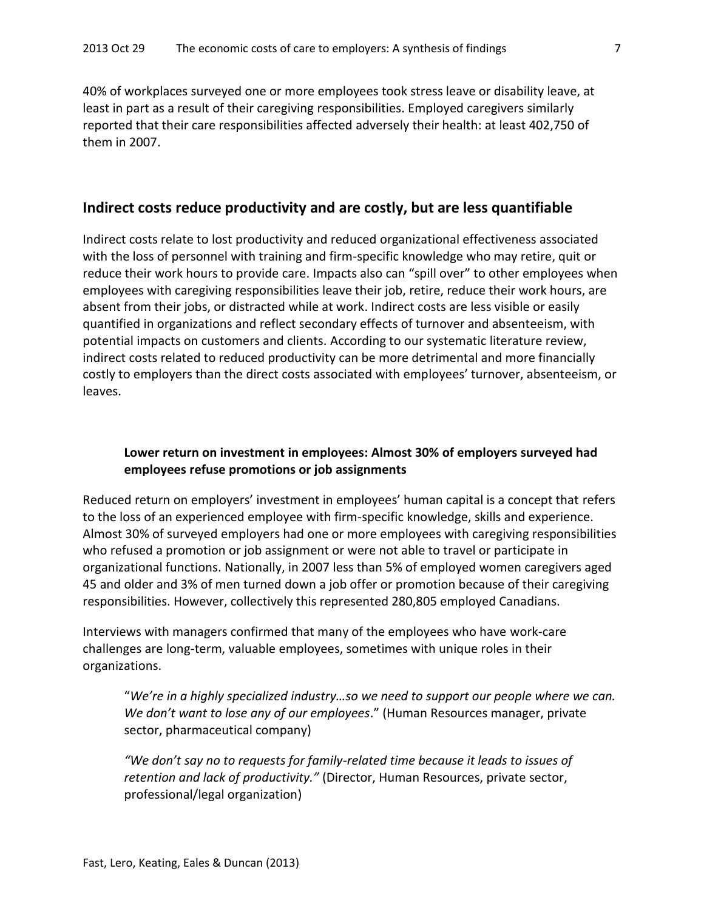40% of workplaces surveyed one or more employees took stress leave or disability leave, at least in part as a result of their caregiving responsibilities. Employed caregivers similarly reported that their care responsibilities affected adversely their health: at least 402,750 of them in 2007.

## Indirect costs reduce productivity and are costly, but are less quantifiable

Indirect costs relate to lost productivity and reduced organizational effectiveness associated with the loss of personnel with training and firm-specific knowledge who may retire, quit or reduce their work hours to provide care. Impacts also can "spill over" to other employees when employees with caregiving responsibilities leave their job, retire, reduce their work hours, are absent from their jobs, or distracted while at work. Indirect costs are less visible or easily quantified in organizations and reflect secondary effects of turnover and absenteeism, with potential impacts on customers and clients. According to our systematic literature review, indirect costs related to reduced productivity can be more detrimental and more financially costly to employers than the direct costs associated with employees' turnover, absenteeism, or leaves.

### Lower return on investment in employees: Almost 30% of employers surveyed had employees refuse promotions or job assignments

Reduced return on employers' investment in employees' human capital is a concept that refers to the loss of an experienced employee with firm-specific knowledge, skills and experience. Almost 30% of surveyed employers had one or more employees with caregiving responsibilities who refused a promotion or job assignment or were not able to travel or participate in organizational functions. Nationally, in 2007 less than 5% of employed women caregivers aged 45 and older and 3% of men turned down a job offer or promotion because of their caregiving responsibilities. However, collectively this represented 280,805 employed Canadians.

Interviews with managers confirmed that many of the employees who have work-care challenges are long-term, valuable employees, sometimes with unique roles in their organizations.

> "*We're in a highly specialized industry…so we need to support our people where we can. We don't want to lose any of our employees*." (Human Resources manager, private sector, pharmaceutical company)
>
> *"We don't say no to requests for family-related time because it leads to issues of retention and lack of productivity."* (Director, Human Resources, private sector, professional/legal organization)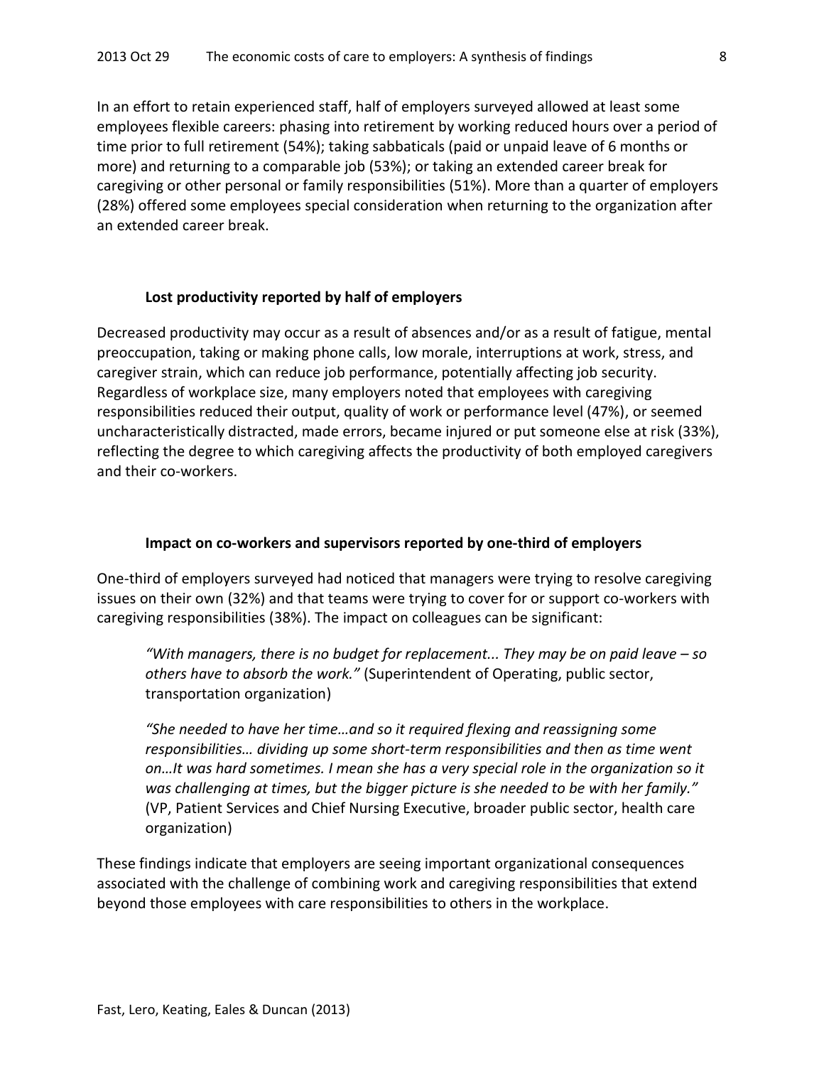In an effort to retain experienced staff, half of employers surveyed allowed at least some employees flexible careers: phasing into retirement by working reduced hours over a period of time prior to full retirement (54%); taking sabbaticals (paid or unpaid leave of 6 months or more) and returning to a comparable job (53%); or taking an extended career break for caregiving or other personal or family responsibilities (51%). More than a quarter of employers (28%) offered some employees special consideration when returning to the organization after an extended career break.

### Lost productivity reported by half of employers

Decreased productivity may occur as a result of absences and/or as a result of fatigue, mental preoccupation, taking or making phone calls, low morale, interruptions at work, stress, and caregiver strain, which can reduce job performance, potentially affecting job security. Regardless of workplace size, many employers noted that employees with caregiving responsibilities reduced their output, quality of work or performance level (47%), or seemed uncharacteristically distracted, made errors, became injured or put someone else at risk (33%), reflecting the degree to which caregiving affects the productivity of both employed caregivers and their co-workers.

### Impact on co-workers and supervisors reported by one-third of employers

One-third of employers surveyed had noticed that managers were trying to resolve caregiving issues on their own (32%) and that teams were trying to cover for or support co-workers with caregiving responsibilities (38%). The impact on colleagues can be significant:

> *"With managers, there is no budget for replacement... They may be on paid leave – so others have to absorb the work."* (Superintendent of Operating, public sector, transportation organization)
>
> *"She needed to have her time…and so it required flexing and reassigning some responsibilities… dividing up some short-term responsibilities and then as time went on…It was hard sometimes. I mean she has a very special role in the organization so it was challenging at times, but the bigger picture is she needed to be with her family."* (VP, Patient Services and Chief Nursing Executive, broader public sector, health care organization)

These findings indicate that employers are seeing important organizational consequences associated with the challenge of combining work and caregiving responsibilities that extend beyond those employees with care responsibilities to others in the workplace.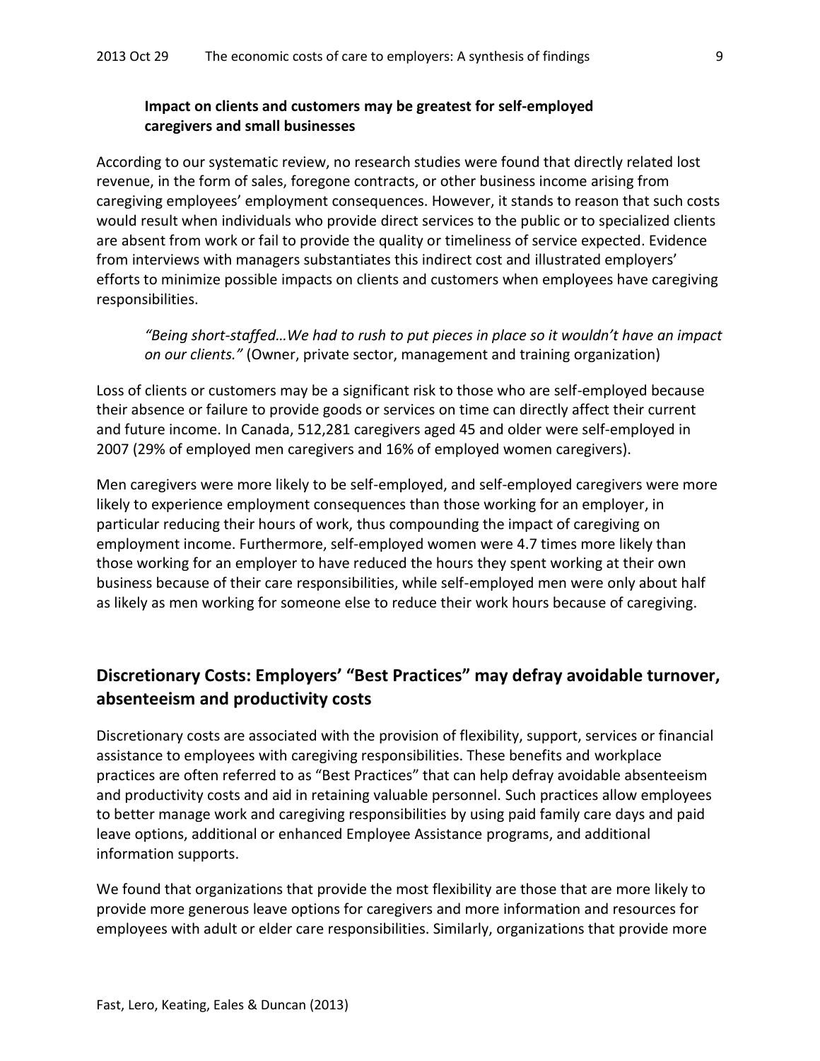### Impact on clients and customers may be greatest for self-employed caregivers and small businesses

According to our systematic review, no research studies were found that directly related lost revenue, in the form of sales, foregone contracts, or other business income arising from caregiving employees' employment consequences. However, it stands to reason that such costs would result when individuals who provide direct services to the public or to specialized clients are absent from work or fail to provide the quality or timeliness of service expected. Evidence from interviews with managers substantiates this indirect cost and illustrated employers' efforts to minimize possible impacts on clients and customers when employees have caregiving responsibilities.

> *"Being short-staffed…We had to rush to put pieces in place so it wouldn't have an impact on our clients."* (Owner, private sector, management and training organization)

Loss of clients or customers may be a significant risk to those who are self-employed because their absence or failure to provide goods or services on time can directly affect their current and future income. In Canada, 512,281 caregivers aged 45 and older were self-employed in 2007 (29% of employed men caregivers and 16% of employed women caregivers).

Men caregivers were more likely to be self-employed, and self-employed caregivers were more likely to experience employment consequences than those working for an employer, in particular reducing their hours of work, thus compounding the impact of caregiving on employment income. Furthermore, self-employed women were 4.7 times more likely than those working for an employer to have reduced the hours they spent working at their own business because of their care responsibilities, while self-employed men were only about half as likely as men working for someone else to reduce their work hours because of caregiving.

## Discretionary Costs: Employers' "Best Practices" may defray avoidable turnover, absenteeism and productivity costs

Discretionary costs are associated with the provision of flexibility, support, services or financial assistance to employees with caregiving responsibilities. These benefits and workplace practices are often referred to as "Best Practices" that can help defray avoidable absenteeism and productivity costs and aid in retaining valuable personnel. Such practices allow employees to better manage work and caregiving responsibilities by using paid family care days and paid leave options, additional or enhanced Employee Assistance programs, and additional information supports.

We found that organizations that provide the most flexibility are those that are more likely to provide more generous leave options for caregivers and more information and resources for employees with adult or elder care responsibilities. Similarly, organizations that provide more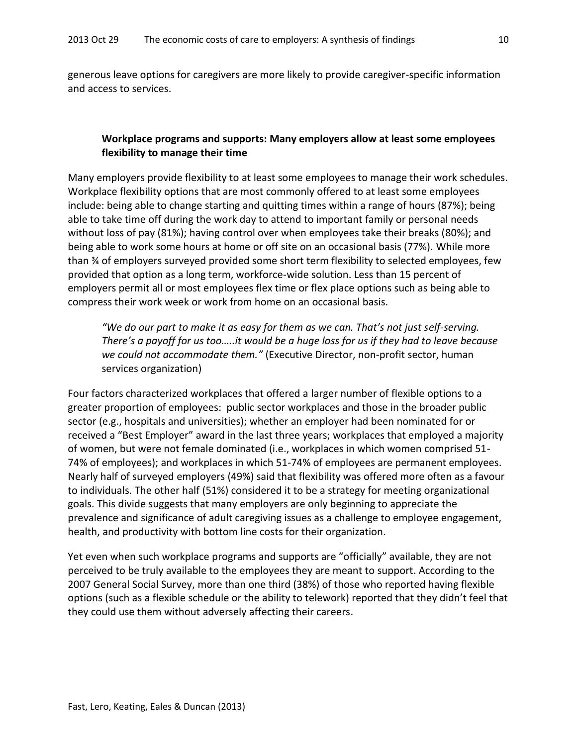generous leave options for caregivers are more likely to provide caregiver-specific information and access to services.

### Workplace programs and supports: Many employers allow at least some employees flexibility to manage their time

Many employers provide flexibility to at least some employees to manage their work schedules. Workplace flexibility options that are most commonly offered to at least some employees include: being able to change starting and quitting times within a range of hours (87%); being able to take time off during the work day to attend to important family or personal needs without loss of pay (81%); having control over when employees take their breaks (80%); and being able to work some hours at home or off site on an occasional basis (77%). While more than ¾ of employers surveyed provided some short term flexibility to selected employees, few provided that option as a long term, workforce-wide solution. Less than 15 percent of employers permit all or most employees flex time or flex place options such as being able to compress their work week or work from home on an occasional basis.

> *"We do our part to make it as easy for them as we can. That's not just self-serving. There's a payoff for us too…..it would be a huge loss for us if they had to leave because we could not accommodate them."* (Executive Director, non-profit sector, human services organization)

Four factors characterized workplaces that offered a larger number of flexible options to a greater proportion of employees: public sector workplaces and those in the broader public sector (e.g., hospitals and universities); whether an employer had been nominated for or received a "Best Employer" award in the last three years; workplaces that employed a majority of women, but were not female dominated (i.e., workplaces in which women comprised 51-74% of employees); and workplaces in which 51-74% of employees are permanent employees. Nearly half of surveyed employers (49%) said that flexibility was offered more often as a favour to individuals. The other half (51%) considered it to be a strategy for meeting organizational goals. This divide suggests that many employers are only beginning to appreciate the prevalence and significance of adult caregiving issues as a challenge to employee engagement, health, and productivity with bottom line costs for their organization.

Yet even when such workplace programs and supports are "officially" available, they are not perceived to be truly available to the employees they are meant to support. According to the 2007 General Social Survey, more than one third (38%) of those who reported having flexible options (such as a flexible schedule or the ability to telework) reported that they didn't feel that they could use them without adversely affecting their careers.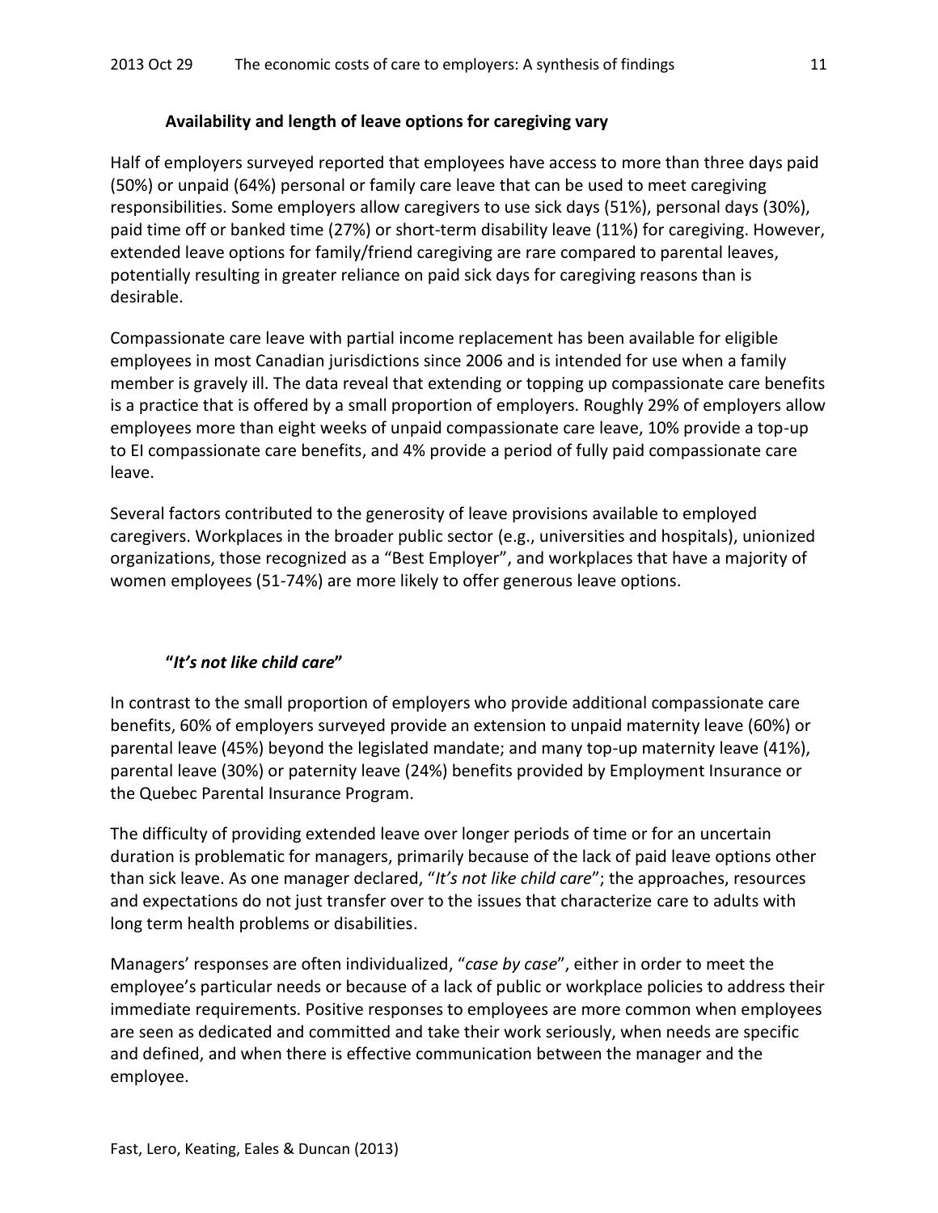### Availability and length of leave options for caregiving vary

Half of employers surveyed reported that employees have access to more than three days paid (50%) or unpaid (64%) personal or family care leave that can be used to meet caregiving responsibilities. Some employers allow caregivers to use sick days (51%), personal days (30%), paid time off or banked time (27%) or short-term disability leave (11%) for caregiving. However, extended leave options for family/friend caregiving are rare compared to parental leaves, potentially resulting in greater reliance on paid sick days for caregiving reasons than is desirable.

Compassionate care leave with partial income replacement has been available for eligible employees in most Canadian jurisdictions since 2006 and is intended for use when a family member is gravely ill. The data reveal that extending or topping up compassionate care benefits is a practice that is offered by a small proportion of employers. Roughly 29% of employers allow employees more than eight weeks of unpaid compassionate care leave, 10% provide a top-up to EI compassionate care benefits, and 4% provide a period of fully paid compassionate care leave.

Several factors contributed to the generosity of leave provisions available to employed caregivers. Workplaces in the broader public sector (e.g., universities and hospitals), unionized organizations, those recognized as a "Best Employer", and workplaces that have a majority of women employees (51-74%) are more likely to offer generous leave options.

### "*It's not like child care*"

In contrast to the small proportion of employers who provide additional compassionate care benefits, 60% of employers surveyed provide an extension to unpaid maternity leave (60%) or parental leave (45%) beyond the legislated mandate; and many top-up maternity leave (41%), parental leave (30%) or paternity leave (24%) benefits provided by Employment Insurance or the Quebec Parental Insurance Program.

The difficulty of providing extended leave over longer periods of time or for an uncertain duration is problematic for managers, primarily because of the lack of paid leave options other than sick leave. As one manager declared, "*It's not like child care*"; the approaches, resources and expectations do not just transfer over to the issues that characterize care to adults with long term health problems or disabilities.

Managers' responses are often individualized, "*case by case*", either in order to meet the employee's particular needs or because of a lack of public or workplace policies to address their immediate requirements. Positive responses to employees are more common when employees are seen as dedicated and committed and take their work seriously, when needs are specific and defined, and when there is effective communication between the manager and the employee.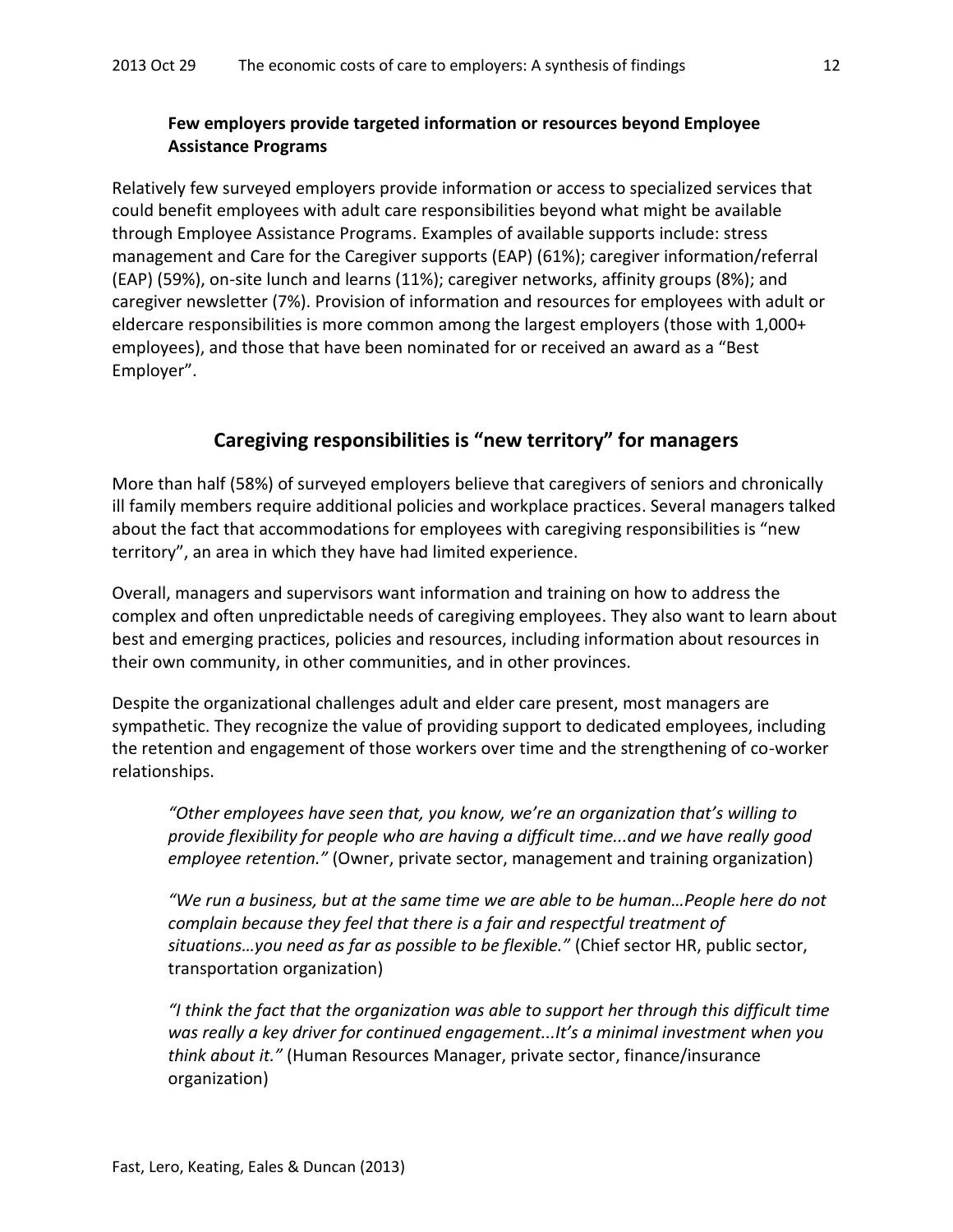**Few employers provide targeted information or resources beyond Employee Assistance Programs**

Relatively few surveyed employers provide information or access to specialized services that could benefit employees with adult care responsibilities beyond what might be available through Employee Assistance Programs. Examples of available supports include: stress management and Care for the Caregiver supports (EAP) (61%); caregiver information/referral (EAP) (59%), on-site lunch and learns (11%); caregiver networks, affinity groups (8%); and caregiver newsletter (7%). Provision of information and resources for employees with adult or eldercare responsibilities is more common among the largest employers (those with 1,000+ employees), and those that have been nominated for or received an award as a "Best Employer".

## Caregiving responsibilities is "new territory" for managers

More than half (58%) of surveyed employers believe that caregivers of seniors and chronically ill family members require additional policies and workplace practices. Several managers talked about the fact that accommodations for employees with caregiving responsibilities is "new territory", an area in which they have had limited experience.

Overall, managers and supervisors want information and training on how to address the complex and often unpredictable needs of caregiving employees. They also want to learn about best and emerging practices, policies and resources, including information about resources in their own community, in other communities, and in other provinces.

Despite the organizational challenges adult and elder care present, most managers are sympathetic. They recognize the value of providing support to dedicated employees, including the retention and engagement of those workers over time and the strengthening of co-worker relationships.

> *"Other employees have seen that, you know, we're an organization that's willing to provide flexibility for people who are having a difficult time...and we have really good employee retention."* (Owner, private sector, management and training organization)

> *"We run a business, but at the same time we are able to be human…People here do not complain because they feel that there is a fair and respectful treatment of situations…you need as far as possible to be flexible."* (Chief sector HR, public sector, transportation organization)

> *"I think the fact that the organization was able to support her through this difficult time was really a key driver for continued engagement...It's a minimal investment when you think about it."* (Human Resources Manager, private sector, finance/insurance organization)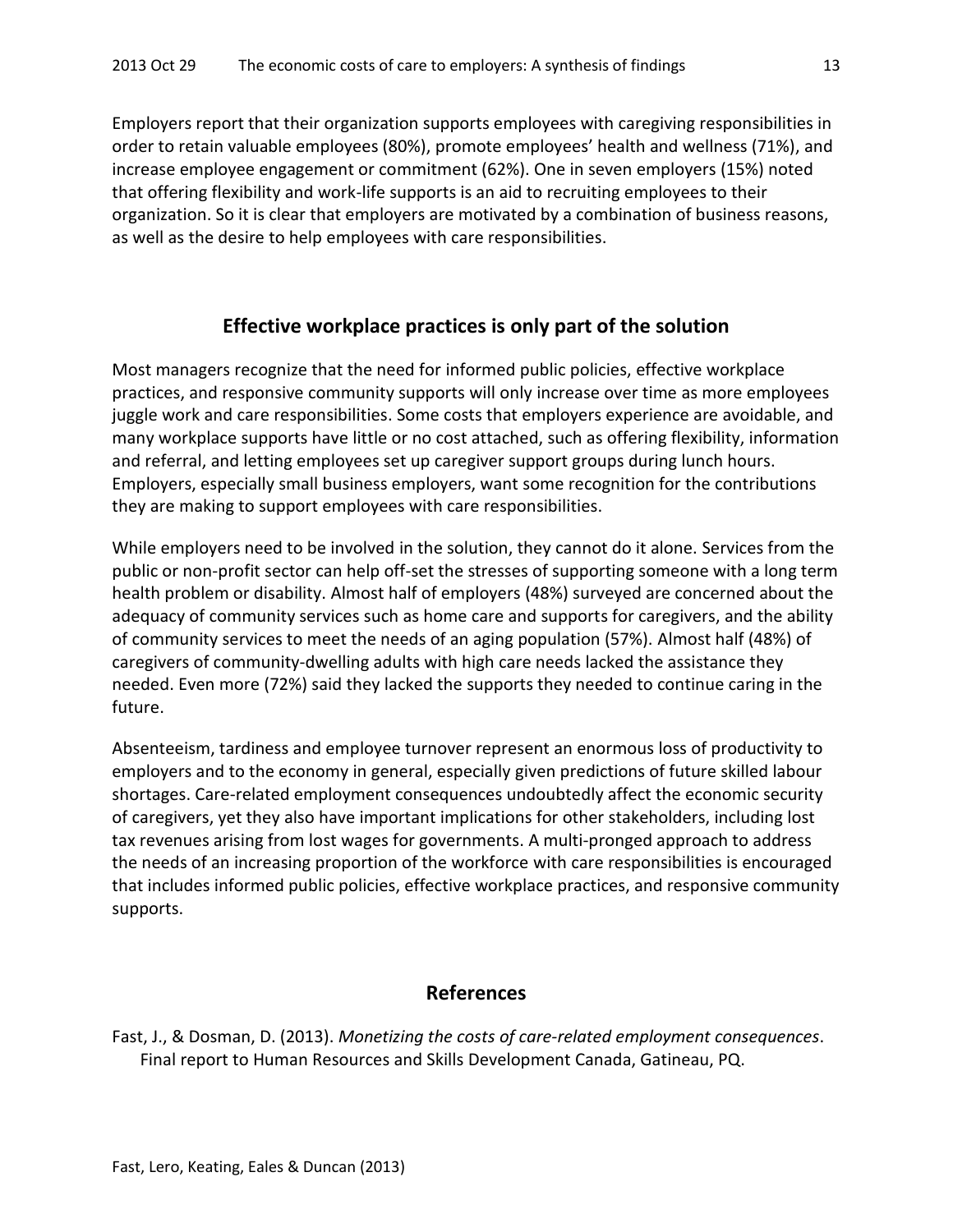Employers report that their organization supports employees with caregiving responsibilities in order to retain valuable employees (80%), promote employees' health and wellness (71%), and increase employee engagement or commitment (62%). One in seven employers (15%) noted that offering flexibility and work-life supports is an aid to recruiting employees to their organization. So it is clear that employers are motivated by a combination of business reasons, as well as the desire to help employees with care responsibilities.

## Effective workplace practices is only part of the solution

Most managers recognize that the need for informed public policies, effective workplace practices, and responsive community supports will only increase over time as more employees juggle work and care responsibilities. Some costs that employers experience are avoidable, and many workplace supports have little or no cost attached, such as offering flexibility, information and referral, and letting employees set up caregiver support groups during lunch hours. Employers, especially small business employers, want some recognition for the contributions they are making to support employees with care responsibilities.

While employers need to be involved in the solution, they cannot do it alone. Services from the public or non-profit sector can help off-set the stresses of supporting someone with a long term health problem or disability. Almost half of employers (48%) surveyed are concerned about the adequacy of community services such as home care and supports for caregivers, and the ability of community services to meet the needs of an aging population (57%). Almost half (48%) of caregivers of community-dwelling adults with high care needs lacked the assistance they needed. Even more (72%) said they lacked the supports they needed to continue caring in the future.

Absenteeism, tardiness and employee turnover represent an enormous loss of productivity to employers and to the economy in general, especially given predictions of future skilled labour shortages. Care-related employment consequences undoubtedly affect the economic security of caregivers, yet they also have important implications for other stakeholders, including lost tax revenues arising from lost wages for governments. A multi-pronged approach to address the needs of an increasing proportion of the workforce with care responsibilities is encouraged that includes informed public policies, effective workplace practices, and responsive community supports.

## References

Fast, J., & Dosman, D. (2013). *Monetizing the costs of care-related employment consequences*. Final report to Human Resources and Skills Development Canada, Gatineau, PQ.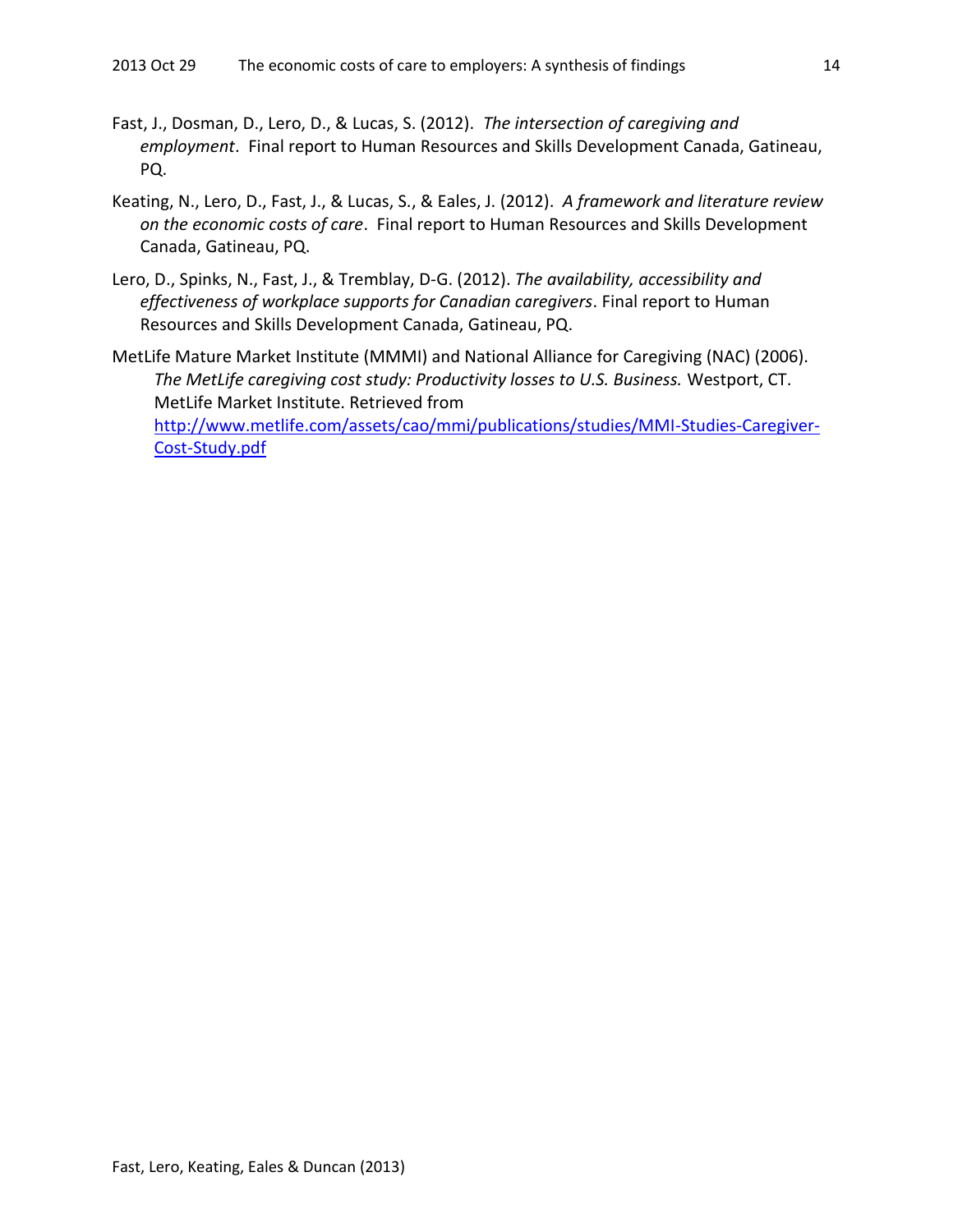Fast, J., Dosman, D., Lero, D., & Lucas, S. (2012). *The intersection of caregiving and employment*. Final report to Human Resources and Skills Development Canada, Gatineau, PQ.

Keating, N., Lero, D., Fast, J., & Lucas, S., & Eales, J. (2012). *A framework and literature review on the economic costs of care*. Final report to Human Resources and Skills Development Canada, Gatineau, PQ.

Lero, D., Spinks, N., Fast, J., & Tremblay, D-G. (2012). *The availability, accessibility and effectiveness of workplace supports for Canadian caregivers*. Final report to Human Resources and Skills Development Canada, Gatineau, PQ.

MetLife Mature Market Institute (MMMI) and National Alliance for Caregiving (NAC) (2006). *The MetLife caregiving cost study: Productivity losses to U.S. Business.* Westport, CT. MetLife Market Institute. Retrieved from http://www.metlife.com/assets/cao/mmi/publications/studies/MMI-Studies-Caregiver-Cost-Study.pdf